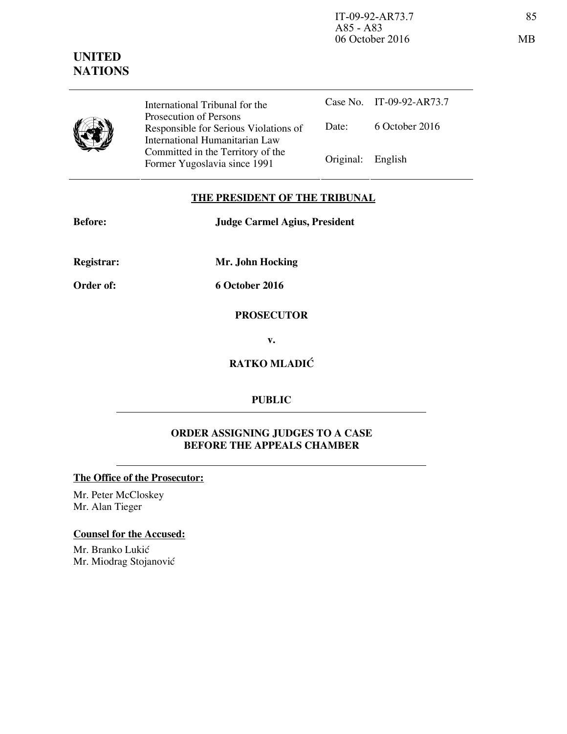**UNITED NATIONS**

| | |
|---|---|
| International Tribunal for the Prosecution of Persons Responsible for Serious Violations of International Humanitarian Law Committed in the Territory of the Former Yugoslavia since 1991 | Case No. IT-09-92-AR73.7 |
| | Date: 6 October 2016 |
| | Original: English |

## THE PRESIDENT OF THE TRIBUNAL

**Before:** **Judge Carmel Agius, President**

**Registrar:** **Mr. John Hocking**

**Order of:** **6 October 2016**

**PROSECUTOR**

**v.**

**RATKO MLADIĆ**

**PUBLIC**

## ORDER ASSIGNING JUDGES TO A CASE BEFORE THE APPEALS CHAMBER

**The Office of the Prosecutor:**

Mr. Peter McCloskey
Mr. Alan Tieger

**Counsel for the Accused:**

Mr. Branko Lukić
Mr. Miodrag Stojanović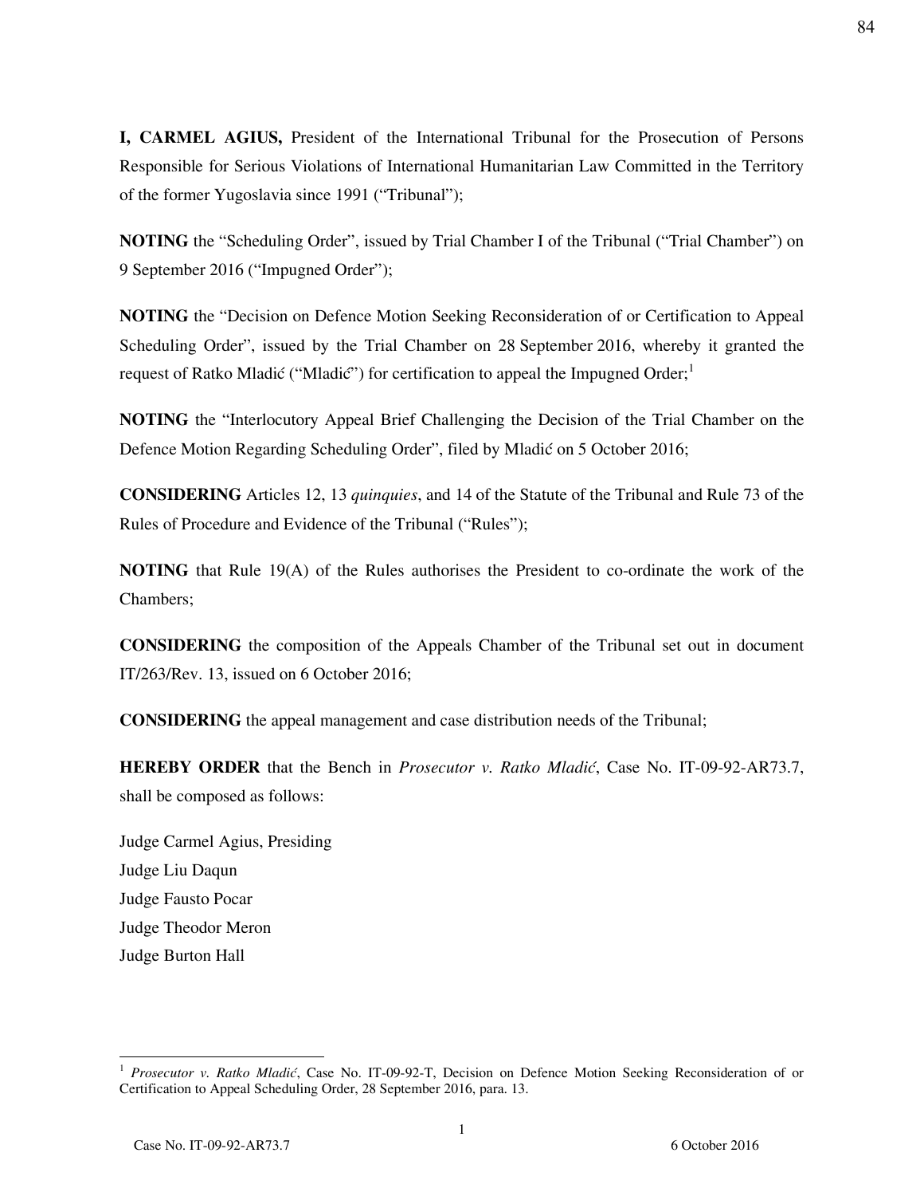**I, CARMEL AGIUS,** President of the International Tribunal for the Prosecution of Persons Responsible for Serious Violations of International Humanitarian Law Committed in the Territory of the former Yugoslavia since 1991 ("Tribunal");

**NOTING** the "Scheduling Order", issued by Trial Chamber I of the Tribunal ("Trial Chamber") on 9 September 2016 ("Impugned Order");

**NOTING** the "Decision on Defence Motion Seeking Reconsideration of or Certification to Appeal Scheduling Order", issued by the Trial Chamber on 28 September 2016, whereby it granted the request of Ratko Mladić ("Mladić") for certification to appeal the Impugned Order;[1]

**NOTING** the "Interlocutory Appeal Brief Challenging the Decision of the Trial Chamber on the Defence Motion Regarding Scheduling Order", filed by Mladić on 5 October 2016;

**CONSIDERING** Articles 12, 13 *quinquies*, and 14 of the Statute of the Tribunal and Rule 73 of the Rules of Procedure and Evidence of the Tribunal ("Rules");

**NOTING** that Rule 19(A) of the Rules authorises the President to co-ordinate the work of the Chambers;

**CONSIDERING** the composition of the Appeals Chamber of the Tribunal set out in document IT/263/Rev. 13, issued on 6 October 2016;

**CONSIDERING** the appeal management and case distribution needs of the Tribunal;

**HEREBY ORDER** that the Bench in *Prosecutor v. Ratko Mladić*, Case No. IT-09-92-AR73.7, shall be composed as follows:

Judge Carmel Agius, Presiding
Judge Liu Daqun
Judge Fausto Pocar
Judge Theodor Meron
Judge Burton Hall

---

[1] *Prosecutor v. Ratko Mladić*, Case No. IT-09-92-T, Decision on Defence Motion Seeking Reconsideration of or Certification to Appeal Scheduling Order, 28 September 2016, para. 13.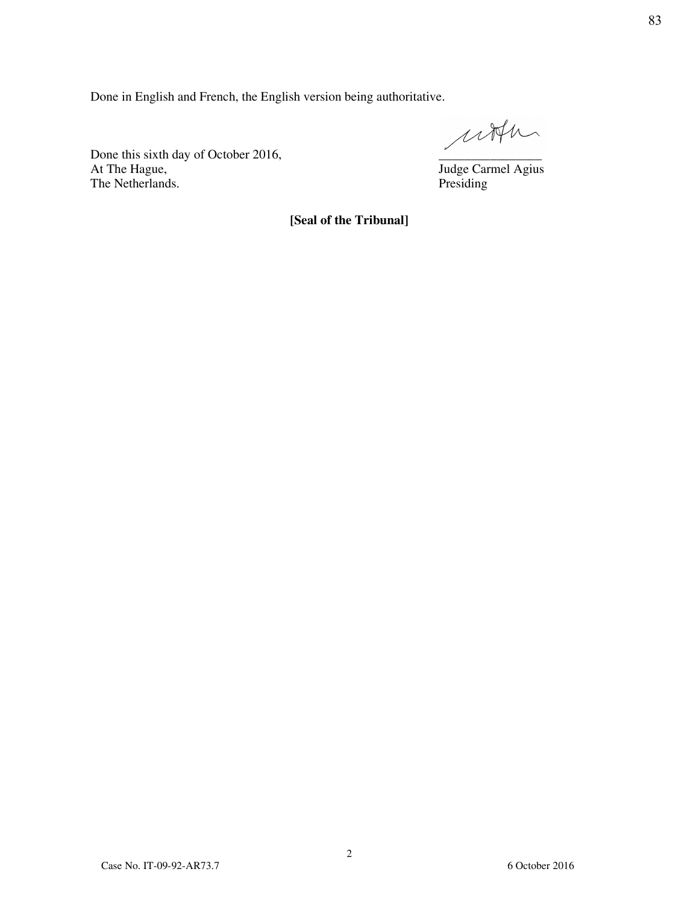Done in English and French, the English version being authoritative.

Done this sixth day of October 2016,
At The Hague,
The Netherlands.

_______________
Judge Carmel Agius
Presiding

**[Seal of the Tribunal]**